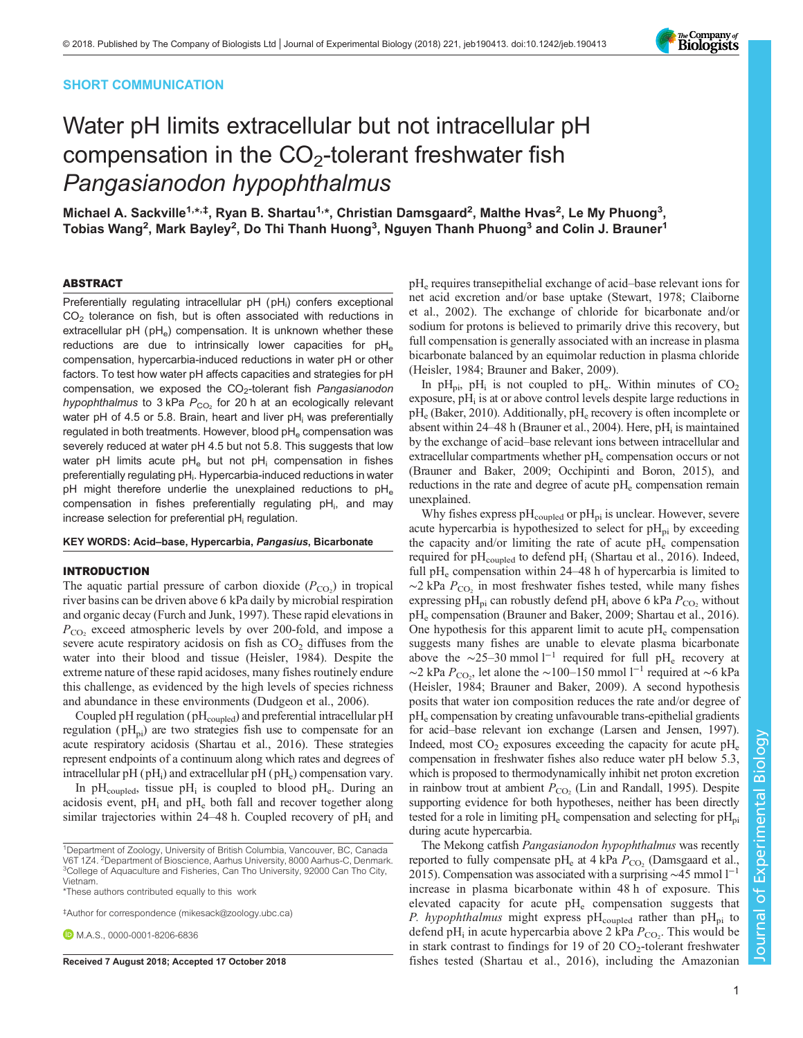SHORT COMMUNICATION

# Water pH limits extracellular but not intracellular pH compensation in the $CO_2$-tolerant freshwater fish *Pangasianodon hypophthalmus*

**Michael A. Sackville[1,*,‡], Ryan B. Shartau[1,*], Christian Damsgaard[2], Malthe Hvas[2], Le My Phuong[3], Tobias Wang[2], Mark Bayley[2], Do Thi Thanh Huong[3], Nguyen Thanh Phuong[3] and Colin J. Brauner[1]**

## ABSTRACT

Preferentially regulating intracellular pH ($pH_i$) confers exceptional $CO_2$ tolerance on fish, but is often associated with reductions in extracellular pH ($pH_e$) compensation. It is unknown whether these reductions are due to intrinsically lower capacities for $pH_e$ compensation, hypercarbia-induced reductions in water pH or other factors. To test how water pH affects capacities and strategies for pH compensation, we exposed the $CO_2$-tolerant fish *Pangasianodon hypophthalmus* to 3 kPa $P_{CO_2}$ for 20 h at an ecologically relevant water pH of 4.5 or 5.8. Brain, heart and liver $pH_i$ was preferentially regulated in both treatments. However, blood $pH_e$ compensation was severely reduced at water pH 4.5 but not 5.8. This suggests that low water pH limits acute $pH_e$ but not $pH_i$ compensation in fishes preferentially regulating $pH_i$. Hypercarbia-induced reductions in water pH might therefore underlie the unexplained reductions to $pH_e$ compensation in fishes preferentially regulating $pH_i$, and may increase selection for preferential $pH_i$ regulation.

**KEY WORDS:** Acid–base, Hypercarbia, *Pangasius*, Bicarbonate

## INTRODUCTION

The aquatic partial pressure of carbon dioxide ($P_{CO_2}$) in tropical river basins can be driven above 6 kPa daily by microbial respiration and organic decay (Furch and Junk, 1997). These rapid elevations in $P_{CO_2}$ exceed atmospheric levels by over 200-fold, and impose a severe acute respiratory acidosis on fish as $CO_2$ diffuses from the water into their blood and tissue (Heisler, 1984). Despite the extreme nature of these rapid acidoses, many fishes routinely endure this challenge, as evidenced by the high levels of species richness and abundance in these environments (Dudgeon et al., 2006).

Coupled pH regulation ($pH_{coupled}$) and preferential intracellular pH regulation ($pH_{pi}$) are two strategies fish use to compensate for an acute respiratory acidosis (Shartau et al., 2016). These strategies represent endpoints of a continuum along which rates and degrees of intracellular pH ($pH_i$) and extracellular pH ($pH_e$) compensation vary.

In $pH_{coupled}$, tissue $pH_i$ is coupled to blood $pH_e$. During an acidosis event, $pH_i$ and $pH_e$ both fall and recover together along similar trajectories within 24–48 h. Coupled recovery of $pH_i$ and $pH_e$ requires transepithelial exchange of acid–base relevant ions for net acid excretion and/or base uptake (Stewart, 1978; Claiborne et al., 2002). The exchange of chloride for bicarbonate and/or sodium for protons is believed to primarily drive this recovery, but full compensation is generally associated with an increase in plasma bicarbonate balanced by an equimolar reduction in plasma chloride (Heisler, 1984; Brauner and Baker, 2009).

In $pH_{pi}$, $pH_i$ is not coupled to $pH_e$. Within minutes of $CO_2$ exposure, $pH_i$ is at or above control levels despite large reductions in $pH_e$ (Baker, 2010). Additionally, $pH_e$ recovery is often incomplete or absent within 24–48 h (Brauner et al., 2004). Here, $pH_i$ is maintained by the exchange of acid–base relevant ions between intracellular and extracellular compartments whether $pH_e$ compensation occurs or not (Brauner and Baker, 2009; Occhipinti and Boron, 2015), and reductions in the rate and degree of acute $pH_e$ compensation remain unexplained.

Why fishes express $pH_{coupled}$ or $pH_{pi}$ is unclear. However, severe acute hypercarbia is hypothesized to select for $pH_{pi}$ by exceeding the capacity and/or limiting the rate of acute $pH_e$ compensation required for $pH_{coupled}$ to defend $pH_i$ (Shartau et al., 2016). Indeed, full $pH_e$ compensation within 24–48 h of hypercarbia is limited to ~2 kPa $P_{CO_2}$ in most freshwater fishes tested, while many fishes expressing $pH_{pi}$ can robustly defend $pH_i$ above 6 kPa $P_{CO_2}$ without $pH_e$ compensation (Brauner and Baker, 2009; Shartau et al., 2016). One hypothesis for this apparent limit to acute $pH_e$ compensation suggests many fishes are unable to elevate plasma bicarbonate above the ~25–30 mmol $l^{-1}$ required for full $pH_e$ recovery at ~2 kPa $P_{CO_2}$, let alone the ~100–150 mmol $l^{-1}$ required at ~6 kPa (Heisler, 1984; Brauner and Baker, 2009). A second hypothesis posits that water ion composition reduces the rate and/or degree of $pH_e$ compensation by creating unfavourable trans-epithelial gradients for acid–base relevant ion exchange (Larsen and Jensen, 1997). Indeed, most $CO_2$ exposures exceeding the capacity for acute $pH_e$ compensation in freshwater fishes also reduce water pH below 5.3, which is proposed to thermodynamically inhibit net proton excretion in rainbow trout at ambient $P_{CO_2}$ (Lin and Randall, 1995). Despite supporting evidence for both hypotheses, neither has been directly tested for a role in limiting $pH_e$ compensation and selecting for $pH_{pi}$ during acute hypercarbia.

The Mekong catfish *Pangasianodon hypophthalmus* was recently reported to fully compensate $pH_e$ at 4 kPa $P_{CO_2}$ (Damsgaard et al., 2015). Compensation was associated with a surprising ~45 mmol $l^{-1}$ increase in plasma bicarbonate within 48 h of exposure. This elevated capacity for acute $pH_e$ compensation suggests that *P. hypophthalmus* might express $pH_{coupled}$ rather than $pH_{pi}$ to defend $pH_i$ in acute hypercarbia above 2 kPa $P_{CO_2}$. This would be in stark contrast to findings for 19 of 20 $CO_2$-tolerant freshwater fishes tested (Shartau et al., 2016), including the Amazonian

---

[1]Department of Zoology, University of British Columbia, Vancouver, BC, Canada V6T 1Z4. [2]Department of Bioscience, Aarhus University, 8000 Aarhus-C, Denmark. [3]College of Aquaculture and Fisheries, Can Tho University, 92000 Can Tho City, Vietnam.

*These authors contributed equally to this work

‡Author for correspondence (mikesack@zoology.ubc.ca)

M.A.S., 0000-0001-8206-6836

**Received 7 August 2018; Accepted 17 October 2018**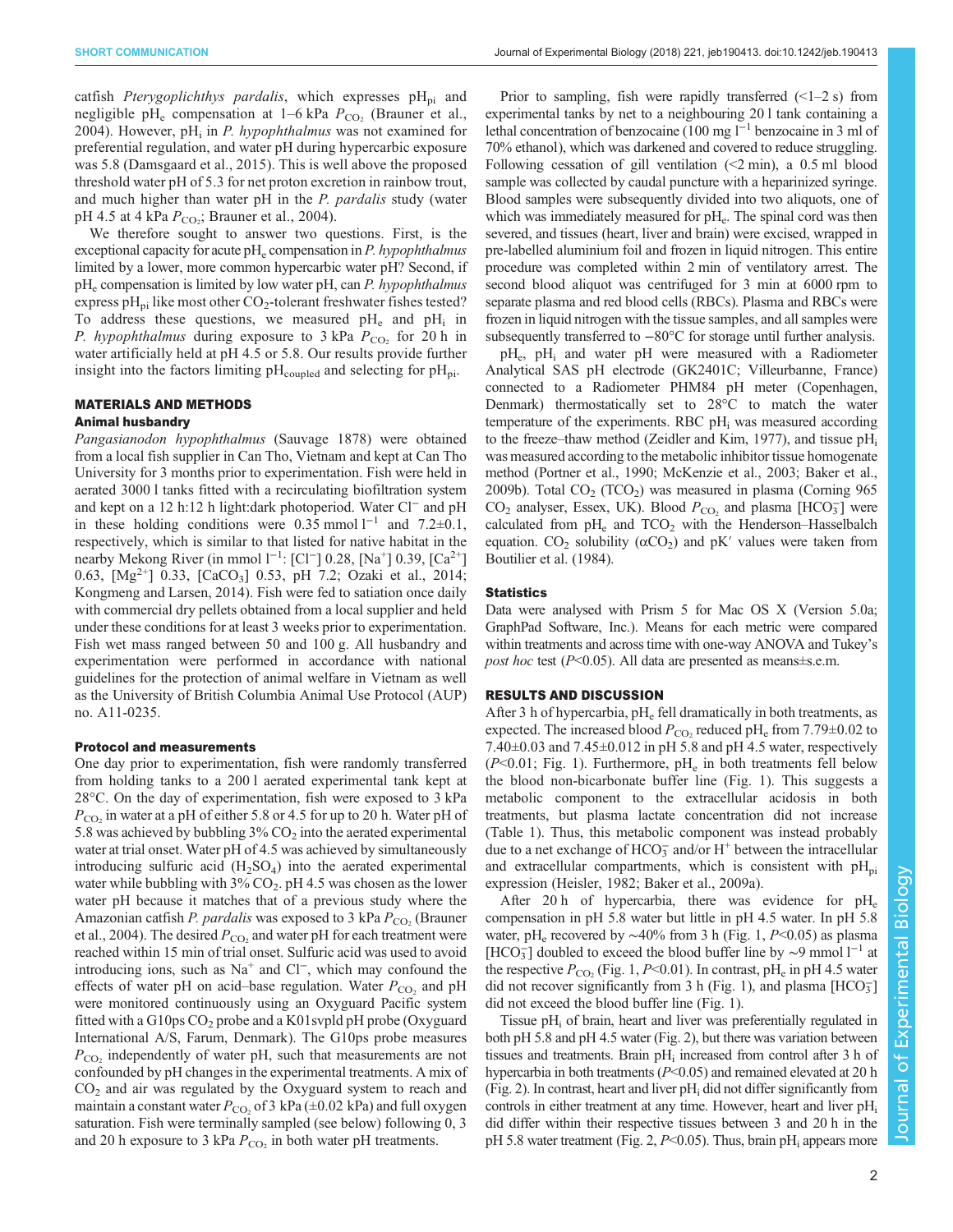catfish *Pterygoplichthys pardalis*, which expresses $pH_{pi}$ and negligible $pH_e$ compensation at 1–6 kPa $P_{CO_2}$ (Brauner et al., 2004). However, $pH_i$ in *P. hypophthalmus* was not examined for preferential regulation, and water pH during hypercarbic exposure was 5.8 (Damsgaard et al., 2015). This is well above the proposed threshold water pH of 5.3 for net proton excretion in rainbow trout, and much higher than water pH in the *P. pardalis* study (water pH 4.5 at 4 kPa $P_{CO_2}$; Brauner et al., 2004).

We therefore sought to answer two questions. First, is the exceptional capacity for acute $pH_e$ compensation in *P. hypophthalmus* limited by a lower, more common hypercarbic water pH? Second, if $pH_e$ compensation is limited by low water pH, can *P. hypophthalmus* express $pH_{pi}$ like most other $CO_2$-tolerant freshwater fishes tested? To address these questions, we measured $pH_e$ and $pH_i$ in *P. hypophthalmus* during exposure to 3 kPa $P_{CO_2}$ for 20 h in water artificially held at pH 4.5 or 5.8. Our results provide further insight into the factors limiting $pH_{coupled}$ and selecting for $pH_{pi}$.

## MATERIALS AND METHODS

### Animal husbandry

*Pangasianodon hypophthalmus* (Sauvage 1878) were obtained from a local fish supplier in Can Tho, Vietnam and kept at Can Tho University for 3 months prior to experimentation. Fish were held in aerated 3000 l tanks fitted with a recirculating biofiltration system and kept on a 12 h:12 h light:dark photoperiod. Water $Cl^-$ and pH in these holding conditions were 0.35 mmol $l^{-1}$ and 7.2±0.1, respectively, which is similar to that listed for native habitat in the nearby Mekong River (in mmol $l^{-1}$: [$Cl^-$] 0.28, [$Na^+$] 0.39, [$Ca^{2+}$] 0.63, [$Mg^{2+}$] 0.33, [$CaCO_3$] 0.53, pH 7.2; Ozaki et al., 2014; Kongmeng and Larsen, 2014). Fish were fed to satiation once daily with commercial dry pellets obtained from a local supplier and held under these conditions for at least 3 weeks prior to experimentation. Fish wet mass ranged between 50 and 100 g. All husbandry and experimentation were performed in accordance with national guidelines for the protection of animal welfare in Vietnam as well as the University of British Columbia Animal Use Protocol (AUP) no. A11-0235.

### Protocol and measurements

One day prior to experimentation, fish were randomly transferred from holding tanks to a 200 l aerated experimental tank kept at 28°C. On the day of experimentation, fish were exposed to 3 kPa $P_{CO_2}$ in water at a pH of either 5.8 or 4.5 for up to 20 h. Water pH of 5.8 was achieved by bubbling 3% $CO_2$ into the aerated experimental water at trial onset. Water pH of 4.5 was achieved by simultaneously introducing sulfuric acid ($H_2SO_4$) into the aerated experimental water while bubbling with 3% $CO_2$. pH 4.5 was chosen as the lower water pH because it matches that of a previous study where the Amazonian catfish *P. pardalis* was exposed to 3 kPa $P_{CO_2}$ (Brauner et al., 2004). The desired $P_{CO_2}$ and water pH for each treatment were reached within 15 min of trial onset. Sulfuric acid was used to avoid introducing ions, such as $Na^+$ and $Cl^-$, which may confound the effects of water pH on acid–base regulation. Water $P_{CO_2}$ and pH were monitored continuously using an Oxyguard Pacific system fitted with a G10ps $CO_2$ probe and a K01svpld pH probe (Oxyguard International A/S, Farum, Denmark). The G10ps probe measures $P_{CO_2}$ independently of water pH, such that measurements are not confounded by pH changes in the experimental treatments. A mix of $CO_2$ and air was regulated by the Oxyguard system to reach and maintain a constant water $P_{CO_2}$ of 3 kPa (±0.02 kPa) and full oxygen saturation. Fish were terminally sampled (see below) following 0, 3 and 20 h exposure to 3 kPa $P_{CO_2}$ in both water pH treatments.

Prior to sampling, fish were rapidly transferred (<1–2 s) from experimental tanks by net to a neighbouring 20 l tank containing a lethal concentration of benzocaine (100 mg $l^{-1}$ benzocaine in 3 ml of 70% ethanol), which was darkened and covered to reduce struggling. Following cessation of gill ventilation (<2 min), a 0.5 ml blood sample was collected by caudal puncture with a heparinized syringe. Blood samples were subsequently divided into two aliquots, one of which was immediately measured for $pH_e$. The spinal cord was then severed, and tissues (heart, liver and brain) were excised, wrapped in pre-labelled aluminium foil and frozen in liquid nitrogen. This entire procedure was completed within 2 min of ventilatory arrest. The second blood aliquot was centrifuged for 3 min at 6000 rpm to separate plasma and red blood cells (RBCs). Plasma and RBCs were frozen in liquid nitrogen with the tissue samples, and all samples were subsequently transferred to −80°C for storage until further analysis.

$pH_e$, $pH_i$ and water pH were measured with a Radiometer Analytical SAS pH electrode (GK2401C; Villeurbanne, France) connected to a Radiometer PHM84 pH meter (Copenhagen, Denmark) thermostatically set to 28°C to match the water temperature of the experiments. RBC $pH_i$ was measured according to the freeze–thaw method (Zeidler and Kim, 1977), and tissue $pH_i$ was measured according to the metabolic inhibitor tissue homogenate method (Portner et al., 1990; McKenzie et al., 2003; Baker et al., 2009b). Total $CO_2$ ($TCO_2$) was measured in plasma (Corning 965 $CO_2$ analyser, Essex, UK). Blood $P_{CO_2}$ and plasma [$HCO_3^-$] were calculated from $pH_e$ and $TCO_2$ with the Henderson–Hasselbalch equation. $CO_2$ solubility ($\alpha CO_2$) and pK′ values were taken from Boutilier et al. (1984).

### Statistics

Data were analysed with Prism 5 for Mac OS X (Version 5.0a; GraphPad Software, Inc.). Means for each metric were compared within treatments and across time with one-way ANOVA and Tukey's *post hoc* test ($P$<0.05). All data are presented as means±s.e.m.

## RESULTS AND DISCUSSION

After 3 h of hypercarbia, $pH_e$ fell dramatically in both treatments, as expected. The increased blood $P_{CO_2}$ reduced $pH_e$ from 7.79±0.02 to 7.40±0.03 and 7.45±0.012 in pH 5.8 and pH 4.5 water, respectively ($P$<0.01; Fig. 1). Furthermore, $pH_e$ in both treatments fell below the blood non-bicarbonate buffer line (Fig. 1). This suggests a metabolic component to the extracellular acidosis in both treatments, but plasma lactate concentration did not increase (Table 1). Thus, this metabolic component was instead probably due to a net exchange of $HCO_3^-$ and/or $H^+$ between the intracellular and extracellular compartments, which is consistent with $pH_{pi}$ expression (Heisler, 1982; Baker et al., 2009a).

After 20 h of hypercarbia, there was evidence for $pH_e$ compensation in pH 5.8 water but little in pH 4.5 water. In pH 5.8 water, $pH_e$ recovered by ∼40% from 3 h (Fig. 1, $P$<0.05) as plasma [$HCO_3^-$] doubled to exceed the blood buffer line by ∼9 mmol $l^{-1}$ at the respective $P_{CO_2}$ (Fig. 1, $P$<0.01). In contrast, $pH_e$ in pH 4.5 water did not recover significantly from 3 h (Fig. 1), and plasma [$HCO_3^-$] did not exceed the blood buffer line (Fig. 1).

Tissue $pH_i$ of brain, heart and liver was preferentially regulated in both pH 5.8 and pH 4.5 water (Fig. 2), but there was variation between tissues and treatments. Brain $pH_i$ increased from control after 3 h of hypercarbia in both treatments ($P$<0.05) and remained elevated at 20 h (Fig. 2). In contrast, heart and liver $pH_i$ did not differ significantly from controls in either treatment at any time. However, heart and liver $pH_i$ did differ within their respective tissues between 3 and 20 h in the pH 5.8 water treatment (Fig. 2, $P$<0.05). Thus, brain $pH_i$ appears more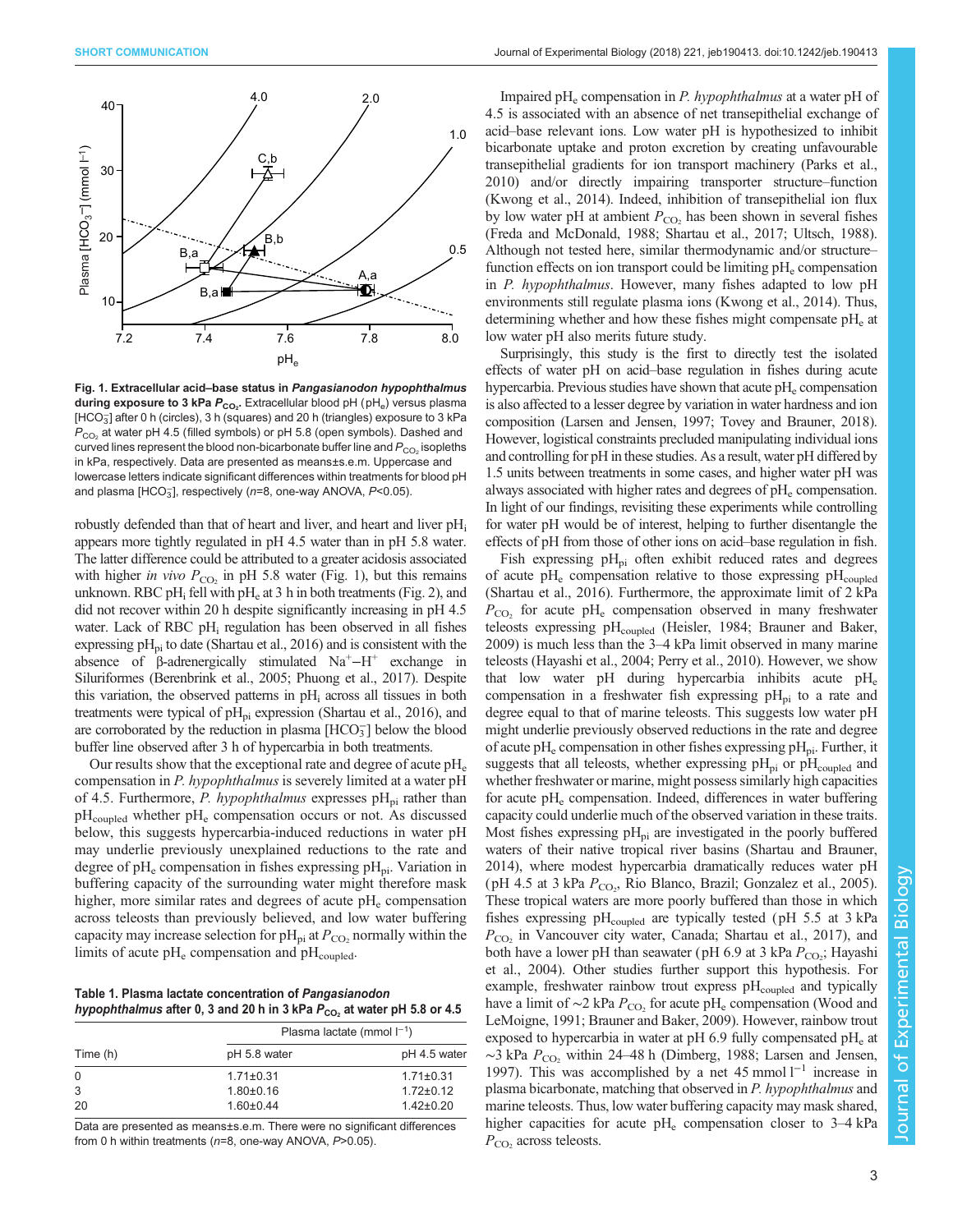**Fig. 1. Extracellular acid–base status in *Pangasianodon hypophthalmus* during exposure to 3 kPa $P_{CO_2}$.** Extracellular blood pH ($pH_e$) versus plasma $[HCO_3^-]$ after 0 h (circles), 3 h (squares) and 20 h (triangles) exposure to 3 kPa $P_{CO_2}$ at water pH 4.5 (filled symbols) or pH 5.8 (open symbols). Dashed and curved lines represent the blood non-bicarbonate buffer line and $P_{CO_2}$ isopleths in kPa, respectively. Data are presented as means±s.e.m. Uppercase and lowercase letters indicate significant differences within treatments for blood pH and plasma $[HCO_3^-]$, respectively ($n$=8, one-way ANOVA, $P$<0.05).

robustly defended than that of heart and liver, and heart and liver $pH_i$ appears more tightly regulated in pH 4.5 water than in pH 5.8 water. The latter difference could be attributed to a greater acidosis associated with higher *in vivo* $P_{CO_2}$ in pH 5.8 water (Fig. 1), but this remains unknown. RBC $pH_i$ fell with $pH_e$ at 3 h in both treatments (Fig. 2), and did not recover within 20 h despite significantly increasing in pH 4.5 water. Lack of RBC $pH_i$ regulation has been observed in all fishes expressing $pH_{pi}$ to date (Shartau et al., 2016) and is consistent with the absence of β-adrenergically stimulated $Na^+$–$H^+$ exchange in Siluriformes (Berenbrink et al., 2005; Phuong et al., 2017). Despite this variation, the observed patterns in $pH_i$ across all tissues in both treatments were typical of $pH_{pi}$ expression (Shartau et al., 2016), and are corroborated by the reduction in plasma $[HCO_3^-]$ below the blood buffer line observed after 3 h of hypercarbia in both treatments.

Our results show that the exceptional rate and degree of acute $pH_e$ compensation in *P. hypophthalmus* is severely limited at a water pH of 4.5. Furthermore, *P. hypophthalmus* expresses $pH_{pi}$ rather than $pH_{coupled}$ whether $pH_e$ compensation occurs or not. As discussed below, this suggests hypercarbia-induced reductions in water pH may underlie previously unexplained reductions to the rate and degree of $pH_e$ compensation in fishes expressing $pH_{pi}$. Variation in buffering capacity of the surrounding water might therefore mask higher, more similar rates and degrees of acute $pH_e$ compensation across teleosts than previously believed, and low water buffering capacity may increase selection for $pH_{pi}$ at $P_{CO_2}$ normally within the limits of acute $pH_e$ compensation and $pH_{coupled}$.

**Table 1. Plasma lactate concentration of *Pangasianodon hypophthalmus* after 0, 3 and 20 h in 3 kPa $P_{CO_2}$ at water pH 5.8 or 4.5**

| | Plasma lactate (mmol $l^{-1}$) | |
|---|---|---|
| Time (h) | pH 5.8 water | pH 4.5 water |
| 0 | 1.71±0.31 | 1.71±0.31 |
| 3 | 1.80±0.16 | 1.72±0.12 |
| 20 | 1.60±0.44 | 1.42±0.20 |

Data are presented as means±s.e.m. There were no significant differences from 0 h within treatments ($n$=8, one-way ANOVA, $P$>0.05).

Impaired $pH_e$ compensation in *P. hypophthalmus* at a water pH of 4.5 is associated with an absence of net transepithelial exchange of acid–base relevant ions. Low water pH is hypothesized to inhibit bicarbonate uptake and proton excretion by creating unfavourable transepithelial gradients for ion transport machinery (Parks et al., 2010) and/or directly impairing transporter structure–function (Kwong et al., 2014). Indeed, inhibition of transepithelial ion flux by low water pH at ambient $P_{CO_2}$ has been shown in several fishes (Freda and McDonald, 1988; Shartau et al., 2017; Ultsch, 1988). Although not tested here, similar thermodynamic and/or structure–function effects on ion transport could be limiting $pH_e$ compensation in *P. hypophthalmus*. However, many fishes adapted to low pH environments still regulate plasma ions (Kwong et al., 2014). Thus, determining whether and how these fishes might compensate $pH_e$ at low water pH also merits future study.

Surprisingly, this study is the first to directly test the isolated effects of water pH on acid–base regulation in fishes during acute hypercarbia. Previous studies have shown that acute $pH_e$ compensation is also affected to a lesser degree by variation in water hardness and ion composition (Larsen and Jensen, 1997; Tovey and Brauner, 2018). However, logistical constraints precluded manipulating individual ions and controlling for pH in these studies. As a result, water pH differed by 1.5 units between treatments in some cases, and higher water pH was always associated with higher rates and degrees of $pH_e$ compensation. In light of our findings, revisiting these experiments while controlling for water pH would be of interest, helping to further disentangle the effects of pH from those of other ions on acid–base regulation in fish.

Fish expressing $pH_{pi}$ often exhibit reduced rates and degrees of acute $pH_e$ compensation relative to those expressing $pH_{coupled}$ (Shartau et al., 2016). Furthermore, the approximate limit of 2 kPa $P_{CO_2}$ for acute $pH_e$ compensation observed in many freshwater teleosts expressing $pH_{coupled}$ (Heisler, 1984; Brauner and Baker, 2009) is much less than the 3–4 kPa limit observed in many marine teleosts (Hayashi et al., 2004; Perry et al., 2010). However, we show that low water pH during hypercarbia inhibits acute $pH_e$ compensation in a freshwater fish expressing $pH_{pi}$ to a rate and degree equal to that of marine teleosts. This suggests low water pH might underlie previously observed reductions in the rate and degree of acute $pH_e$ compensation in other fishes expressing $pH_{pi}$. Further, it suggests that all teleosts, whether expressing $pH_{pi}$ or $pH_{coupled}$ and whether freshwater or marine, might possess similarly high capacities for acute $pH_e$ compensation. Indeed, differences in water buffering capacity could underlie much of the observed variation in these traits. Most fishes expressing $pH_{pi}$ are investigated in the poorly buffered waters of their native tropical river basins (Shartau and Brauner, 2014), where modest hypercarbia dramatically reduces water pH (pH 4.5 at 3 kPa $P_{CO_2}$, Rio Blanco, Brazil; Gonzalez et al., 2005). These tropical waters are more poorly buffered than those in which fishes expressing $pH_{coupled}$ are typically tested (pH 5.5 at 3 kPa $P_{CO_2}$ in Vancouver city water, Canada; Shartau et al., 2017), and both have a lower pH than seawater (pH 6.9 at 3 kPa $P_{CO_2}$; Hayashi et al., 2004). Other studies further support this hypothesis. For example, freshwater rainbow trout express $pH_{coupled}$ and typically have a limit of ~2 kPa $P_{CO_2}$ for acute $pH_e$ compensation (Wood and LeMoigne, 1991; Brauner and Baker, 2009). However, rainbow trout exposed to hypercarbia in water at pH 6.9 fully compensated $pH_e$ at ~3 kPa $P_{CO_2}$ within 24–48 h (Dimberg, 1988; Larsen and Jensen, 1997). This was accomplished by a net 45 mmol $l^{-1}$ increase in plasma bicarbonate, matching that observed in *P. hypophthalmus* and marine teleosts. Thus, low water buffering capacity may mask shared, higher capacities for acute $pH_e$ compensation closer to 3–4 kPa $P_{CO_2}$ across teleosts.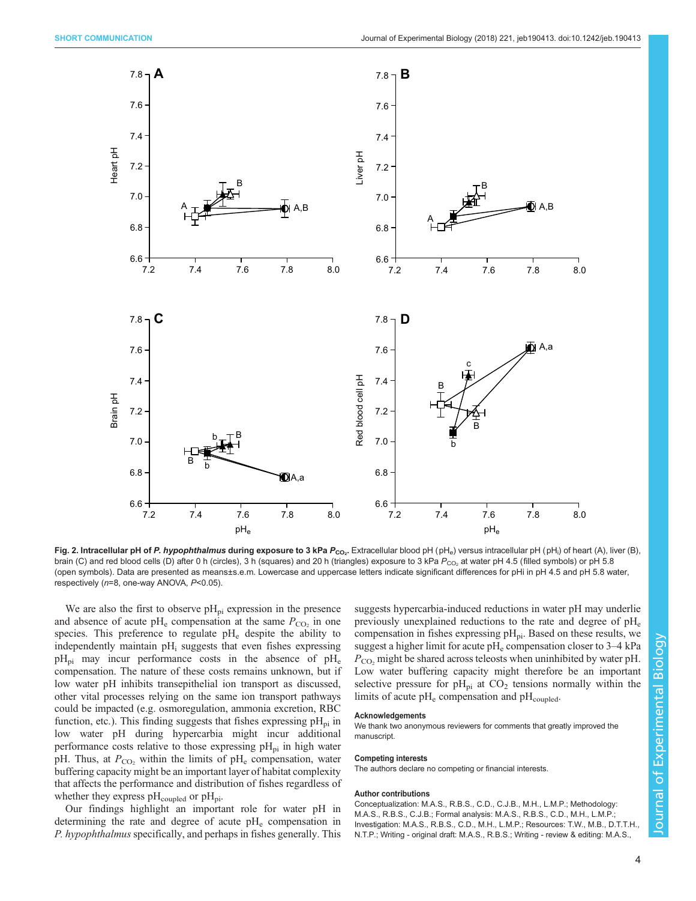**Fig. 2. Intracellular pH of *P. hypophthalmus* during exposure to 3 kPa $P_{CO_2}$.** Extracellular blood pH ($pH_e$) versus intracellular pH ($pH_i$) of heart (A), liver (B), brain (C) and red blood cells (D) after 0 h (circles), 3 h (squares) and 20 h (triangles) exposure to 3 kPa $P_{CO_2}$ at water pH 4.5 (filled symbols) or pH 5.8 (open symbols). Data are presented as means±s.e.m. Lowercase and uppercase letters indicate significant differences for pHi in pH 4.5 and pH 5.8 water, respectively ($n$=8, one-way ANOVA, $P$<0.05).

We are also the first to observe $pH_{pi}$ expression in the presence and absence of acute $pH_e$ compensation at the same $P_{CO_2}$ in one species. This preference to regulate $pH_e$ despite the ability to independently maintain $pH_i$ suggests that even fishes expressing $pH_{pi}$ may incur performance costs in the absence of $pH_e$ compensation. The nature of these costs remains unknown, but if low water pH inhibits transepithelial ion transport as discussed, other vital processes relying on the same ion transport pathways could be impacted (e.g. osmoregulation, ammonia excretion, RBC function, etc.). This finding suggests that fishes expressing $pH_{pi}$ in low water pH during hypercarbia might incur additional performance costs relative to those expressing $pH_{pi}$ in high water pH. Thus, at $P_{CO_2}$ within the limits of $pH_e$ compensation, water buffering capacity might be an important layer of habitat complexity that affects the performance and distribution of fishes regardless of whether they express $pH_{coupled}$ or $pH_{pi}$.

Our findings highlight an important role for water pH in determining the rate and degree of acute $pH_e$ compensation in *P. hypophthalmus* specifically, and perhaps in fishes generally. This suggests hypercarbia-induced reductions in water pH may underlie previously unexplained reductions to the rate and degree of $pH_e$ compensation in fishes expressing $pH_{pi}$. Based on these results, we suggest a higher limit for acute $pH_e$ compensation closer to 3–4 kPa $P_{CO_2}$ might be shared across teleosts when uninhibited by water pH. Low water buffering capacity might therefore be an important selective pressure for $pH_{pi}$ at $CO_2$ tensions normally within the limits of acute $pH_e$ compensation and $pH_{coupled}$.

#### Acknowledgements

We thank two anonymous reviewers for comments that greatly improved the manuscript.

#### Competing interests

The authors declare no competing or financial interests.

#### Author contributions

Conceptualization: M.A.S., R.B.S., C.D., C.J.B., M.H., L.M.P.; Methodology: M.A.S., R.B.S., C.J.B.; Formal analysis: M.A.S., R.B.S., C.D., M.H., L.M.P.; Investigation: M.A.S., R.B.S., C.D., M.H., L.M.P.; Resources: T.W., M.B., D.T.T.H., N.T.P.; Writing - original draft: M.A.S., R.B.S.; Writing - review & editing: M.A.S.,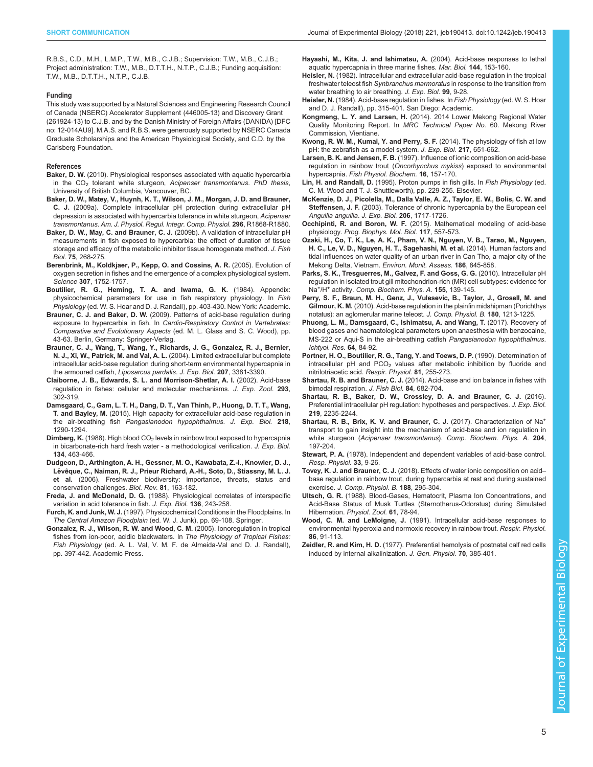R.B.S., C.D., M.H., L.M.P., T.W., M.B., C.J.B.; Supervision: T.W., M.B., C.J.B.; Project administration: T.W., M.B., D.T.T.H., N.T.P., C.J.B.; Funding acquisition: T.W., M.B., D.T.T.H., N.T.P., C.J.B.

#### Funding

This study was supported by a Natural Sciences and Engineering Research Council of Canada (NSERC) Accelerator Supplement (446005-13) and Discovery Grant (261924-13) to C.J.B. and by the Danish Ministry of Foreign Affairs (DANIDA) [DFC no: 12-014AU9]. M.A.S. and R.B.S. were generously supported by NSERC Canada Graduate Scholarships and the American Physiological Society, and C.D. by the Carlsberg Foundation.

#### References

**Baker, D. W.** (2010). Physiological responses associated with aquatic hypercarbia in the $CO_2$ tolerant white sturgeon, *Acipenser transmontanus*. *PhD thesis*, University of British Columbia, Vancouver, BC.

**Baker, D. W., Matey, V., Huynh, K. T., Wilson, J. M., Morgan, J. D. and Brauner, C. J.** (2009a). Complete intracellular pH protection during extracellular pH depression is associated with hypercarbia tolerance in white sturgeon, *Acipenser transmontanus*. *Am. J. Physiol. Regul. Integr. Comp. Physiol.* **296**, R1868-R1880.

**Baker, D. W., May, C. and Brauner, C. J.** (2009b). A validation of intracellular pH measurements in fish exposed to hypercarbia: the effect of duration of tissue storage and efficacy of the metabolic inhibitor tissue homogenate method. *J. Fish Biol.* **75**, 268-275.

**Berenbrink, M., Koldkjaer, P., Kepp, O. and Cossins, A. R.** (2005). Evolution of oxygen secretion in fishes and the emergence of a complex physiological system. *Science* **307**, 1752-1757.

**Boutilier, R. G., Heming, T. A. and Iwama, G. K.** (1984). Appendix: physicochemical parameters for use in fish respiratory physiology. In *Fish Physiology* (ed. W. S. Hoar and D. J. Randall), pp. 403-430. New York: Academic.

**Brauner, C. J. and Baker, D. W.** (2009). Patterns of acid-base regulation during exposure to hypercarbia in fish. In *Cardio-Respiratory Control in Vertebrates: Comparative and Evolutionary Aspects* (ed. M. L. Glass and S. C. Wood), pp. 43-63. Berlin, Germany: Springer-Verlag.

**Brauner, C. J., Wang, T., Wang, Y., Richards, J. G., Gonzalez, R. J., Bernier, N. J., Xi, W., Patrick, M. and Val, A. L.** (2004). Limited extracellular but complete intracellular acid-base regulation during short-term environmental hypercapnia in the armoured catfish, *Liposarcus pardalis*. *J. Exp. Biol.* **207**, 3381-3390.

**Claiborne, J. B., Edwards, S. L. and Morrison-Shetlar, A. I.** (2002). Acid-base regulation in fishes: cellular and molecular mechanisms. *J. Exp. Zool.* **293**, 302-319.

**Damsgaard, C., Gam, L. T. H., Dang, D. T., Van Thinh, P., Huong, D. T. T., Wang, T. and Bayley, M.** (2015). High capacity for extracellular acid-base regulation in the air-breathing fish *Pangasianodon hypophthalmus*. *J. Exp. Biol.* **218**, 1290-1294.

**Dimberg, K.** (1988). High blood $CO_2$ levels in rainbow trout exposed to hypercapnia in bicarbonate-rich hard fresh water - a methodological verification. *J. Exp. Biol.* **134**, 463-466.

**Dudgeon, D., Arthington, A. H., Gessner, M. O., Kawabata, Z.-I., Knowler, D. J., Lévêque, C., Naiman, R. J., Prieur Richard, A.-H., Soto, D., Stiassny, M. L. J. et al.** (2006). Freshwater biodiversity: importance, threats, status and conservation challenges. *Biol. Rev.* **81**, 163-182.

**Freda, J. and McDonald, D. G.** (1988). Physiological correlates of interspecific variation in acid tolerance in fish. *J. Exp. Biol.* **136**, 243-258.

**Furch, K. and Junk, W. J.** (1997). Physicochemical Conditions in the Floodplains. In *The Central Amazon Floodplain* (ed. W. J. Junk), pp. 69-108. Springer.

**Gonzalez, R. J., Wilson, R. W. and Wood, C. M.** (2005). Ionoregulation in tropical fishes from ion-poor, acidic blackwaters. In *The Physiology of Tropical Fishes: Fish Physiology* (ed. A. L. Val, V. M. F. de Almeida-Val and D. J. Randall), pp. 397-442. Academic Press.

**Hayashi, M., Kita, J. and Ishimatsu, A.** (2004). Acid-base responses to lethal aquatic hypercapnia in three marine fishes. *Mar. Biol.* **144**, 153-160.

**Heisler, N.** (1982). Intracellular and extracellular acid-base regulation in the tropical freshwater teleost fish *Synbranchus marmoratus* in response to the transition from water breathing to air breathing. *J. Exp. Biol.* **99**, 9-28.

**Heisler, N.** (1984). Acid-base regulation in fishes. In *Fish Physiology* (ed. W. S. Hoar and D. J. Randall), pp. 315-401. San Diego: Academic.

**Kongmeng, L. Y. and Larsen, H.** (2014). 2014 Lower Mekong Regional Water Quality Monitoring Report. In *MRC Technical Paper No.* 60. Mekong River Commission, Vientiane.

**Kwong, R. W. M., Kumai, Y. and Perry, S. F.** (2014). The physiology of fish at low pH: the zebrafish as a model system. *J. Exp. Biol.* **217**, 651-662.

**Larsen, B. K. and Jensen, F. B.** (1997). Influence of ionic composition on acid-base regulation in rainbow trout (*Oncorhynchus mykiss*) exposed to environmental hypercapnia. *Fish Physiol. Biochem.* **16**, 157-170.

**Lin, H. and Randall, D.** (1995). Proton pumps in fish gills. In *Fish Physiology* (ed. C. M. Wood and T. J. Shuttleworth), pp. 229-255. Elsevier.

**McKenzie, D. J., Picolella, M., Dalla Valle, A. Z., Taylor, E. W., Bolis, C. W. and Steffensen, J. F.** (2003). Tolerance of chronic hypercapnia by the European eel *Anguilla anguilla*. *J. Exp. Biol.* **206**, 1717-1726.

**Occhipinti, R. and Boron, W. F.** (2015). Mathematical modeling of acid-base physiology. *Prog. Biophys. Mol. Biol.* **117**, 557-573.

**Ozaki, H., Co, T. K., Le, A. K., Pham, V. N., Nguyen, V. B., Tarao, M., Nguyen, H. C., Le, V. D., Nguyen, H. T., Sagehashi, M. et al.** (2014). Human factors and tidal influences on water quality of an urban river in Can Tho, a major city of the Mekong Delta, Vietnam. *Environ. Monit. Assess.* **186**, 845-858.

**Parks, S. K., Tresguerres, M., Galvez, F. and Goss, G. G.** (2010). Intracellular pH regulation in isolated trout gill mitochondrion-rich (MR) cell subtypes: evidence for $Na^+/H^+$ activity. *Comp. Biochem. Phys. A.* **155**, 139-145.

**Perry, S. F., Braun, M. H., Genz, J., Vulesevic, B., Taylor, J., Grosell, M. and Gilmour, K. M.** (2010). Acid-base regulation in the plainfin midshipman (Porichthys notatus): an aglomerular marine teleost. *J. Comp. Physiol. B.* **180**, 1213-1225.

**Phuong, L. M., Damsgaard, C., Ishimatsu, A. and Wang, T.** (2017). Recovery of blood gases and haematological parameters upon anaesthesia with benzocaine, MS-222 or Aqui-S in the air-breathing catfish *Pangasianodon hypophthalmus*. *Ichtyol. Res.* **64**, 84-92.

**Portner, H. O., Boutilier, R. G., Tang, Y. and Toews, D. P.** (1990). Determination of intracellular pH and $PCO_2$ values after metabolic inhibition by fluoride and nitrilotriacetic acid. *Respir. Physiol.* **81**, 255-273.

**Shartau, R. B. and Brauner, C. J.** (2014). Acid-base and ion balance in fishes with bimodal respiration. *J. Fish Biol.* **84**, 682-704.

**Shartau, R. B., Baker, D. W., Crossley, D. A. and Brauner, C. J.** (2016). Preferential intracellular pH regulation: hypotheses and perspectives. *J. Exp. Biol.* **219**, 2235-2244.

**Shartau, R. B., Brix, K. V. and Brauner, C. J.** (2017). Characterization of $Na^+$ transport to gain insight into the mechanism of acid-base and ion regulation in white sturgeon (*Acipenser transmontanus*). *Comp. Biochem. Phys. A.* **204**, 197-204.

**Stewart, P. A.** (1978). Independent and dependent variables of acid-base control. *Resp. Physiol.* **33**, 9-26.

**Tovey, K. J. and Brauner, C. J.** (2018). Effects of water ionic composition on acid–base regulation in rainbow trout, during hypercarbia at rest and during sustained exercise. *J. Comp. Physiol. B.* **188**, 295-304.

**Ultsch, G. R.** (1988). Blood-Gases, Hematocrit, Plasma Ion Concentrations, and Acid-Base Status of Musk Turtles (Sternotherus-Odoratus) during Simulated Hibernation. *Physiol. Zool.* **61**, 78-94.

**Wood, C. M. and LeMoigne, J.** (1991). Intracellular acid-base responses to environmental hyperoxia and normoxic recovery in rainbow trout. *Respir. Physiol.* **86**, 91-113.

**Zeidler, R. and Kim, H. D.** (1977). Preferential hemolysis of postnatal calf red cells induced by internal alkalinization. *J. Gen. Physiol.* **70**, 385-401.